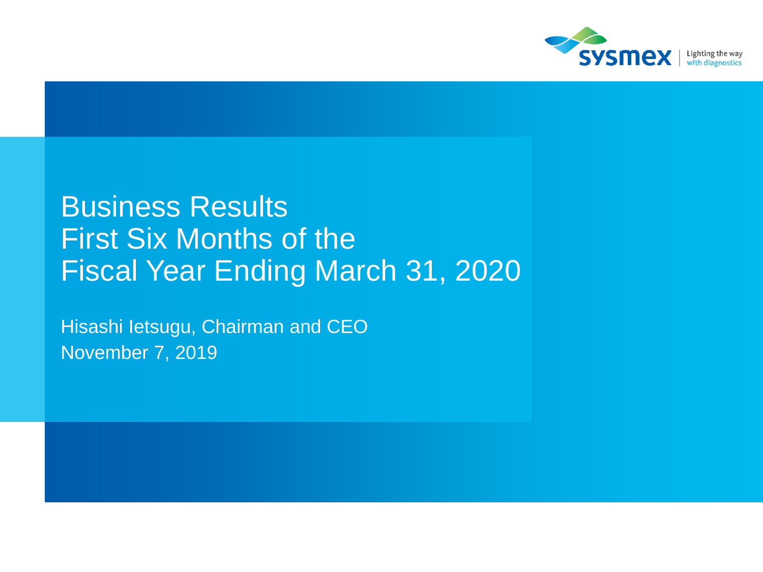sysmex | Lighting the way with diagnostics

# Business Results First Six Months of the Fiscal Year Ending March 31, 2020

Hisashi Ietsugu, Chairman and CEO

November 7, 2019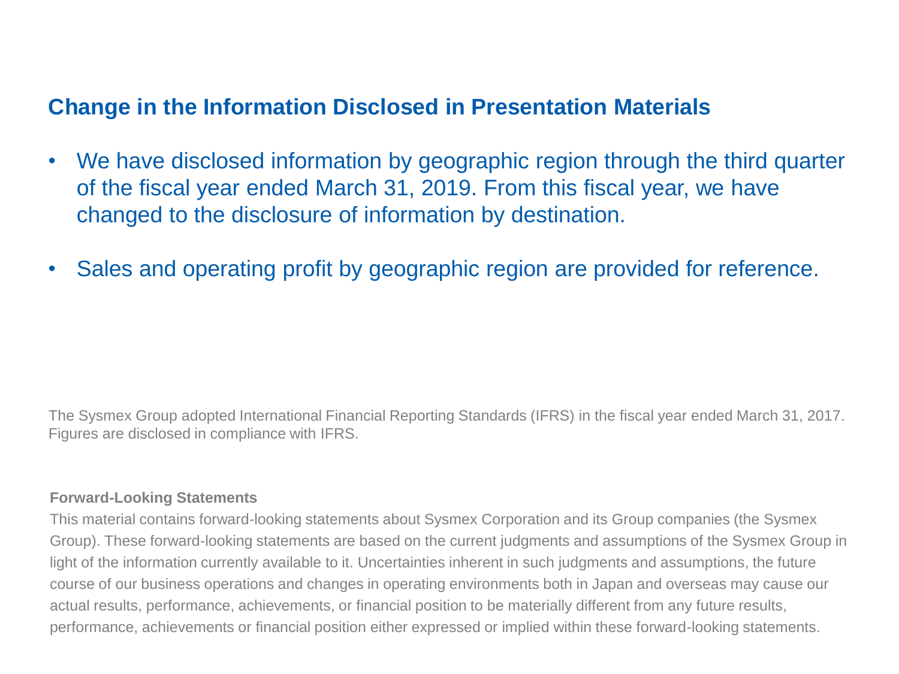## Change in the Information Disclosed in Presentation Materials

- We have disclosed information by geographic region through the third quarter of the fiscal year ended March 31, 2019. From this fiscal year, we have changed to the disclosure of information by destination.
- Sales and operating profit by geographic region are provided for reference.

The Sysmex Group adopted International Financial Reporting Standards (IFRS) in the fiscal year ended March 31, 2017. Figures are disclosed in compliance with IFRS.

**Forward-Looking Statements**

This material contains forward-looking statements about Sysmex Corporation and its Group companies (the Sysmex Group). These forward-looking statements are based on the current judgments and assumptions of the Sysmex Group in light of the information currently available to it. Uncertainties inherent in such judgments and assumptions, the future course of our business operations and changes in operating environments both in Japan and overseas may cause our actual results, performance, achievements, or financial position to be materially different from any future results, performance, achievements or financial position either expressed or implied within these forward-looking statements.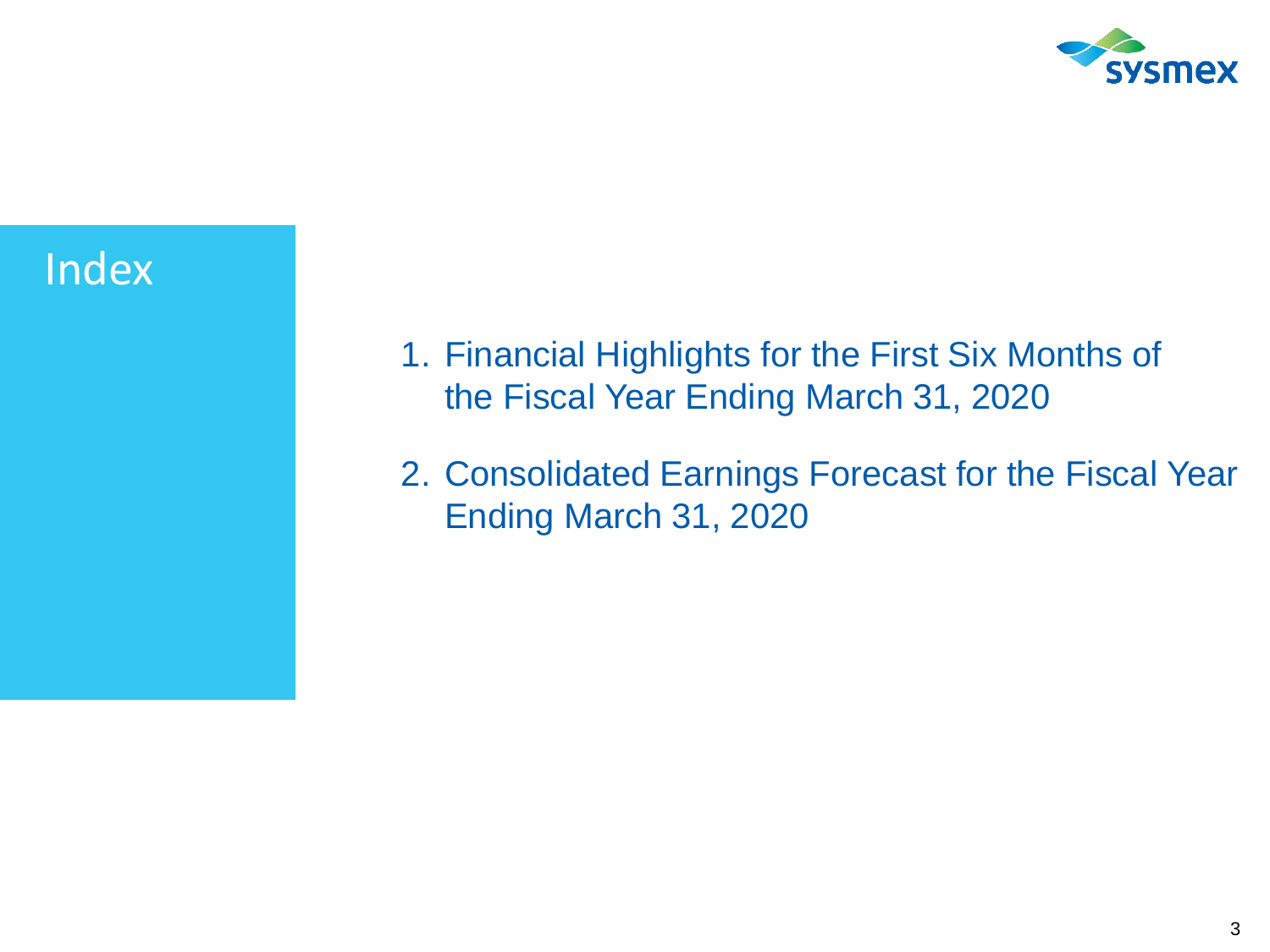# Index

1. Financial Highlights for the First Six Months of the Fiscal Year Ending March 31, 2020
2. Consolidated Earnings Forecast for the Fiscal Year Ending March 31, 2020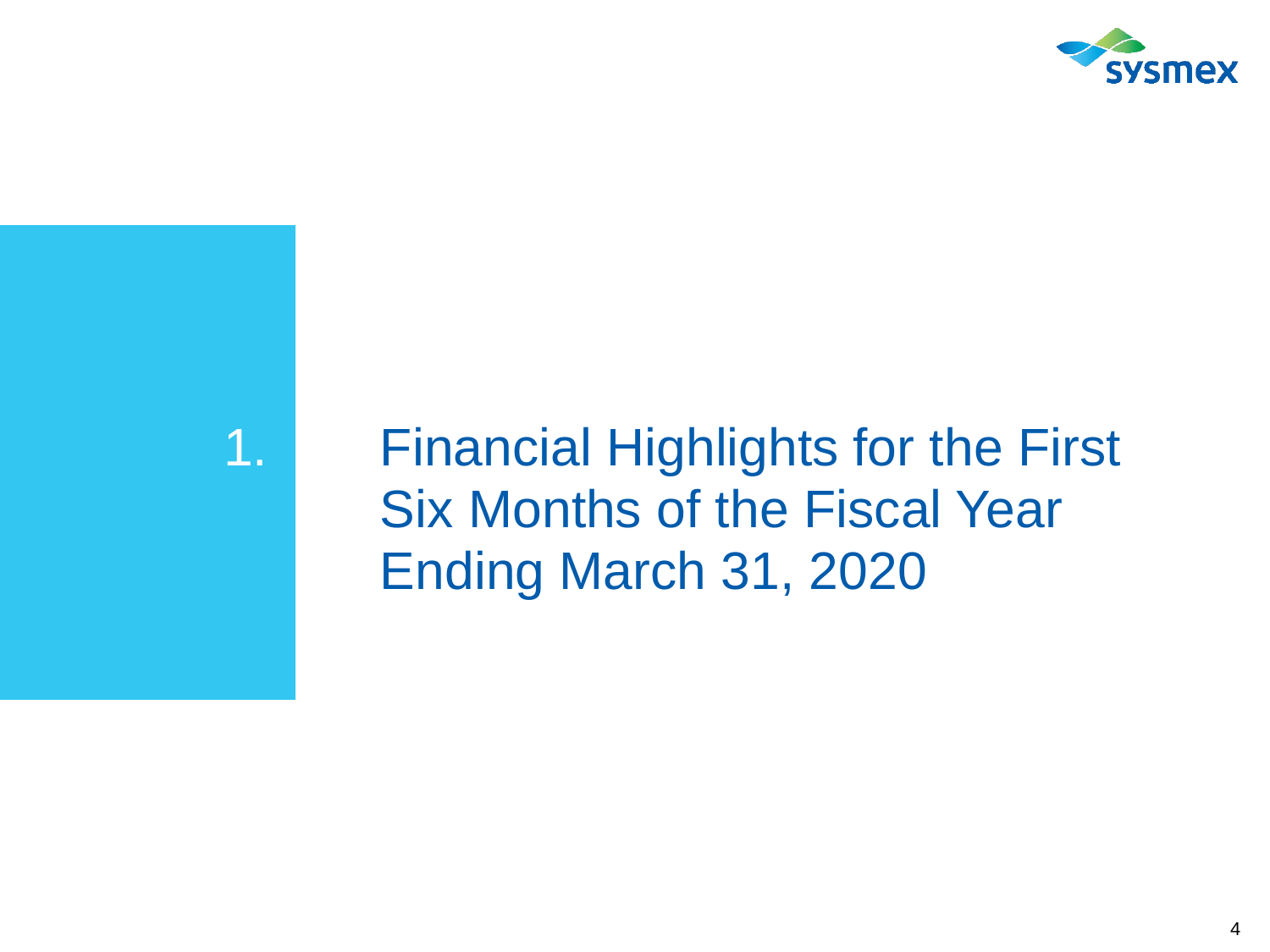# 1. Financial Highlights for the First Six Months of the Fiscal Year Ending March 31, 2020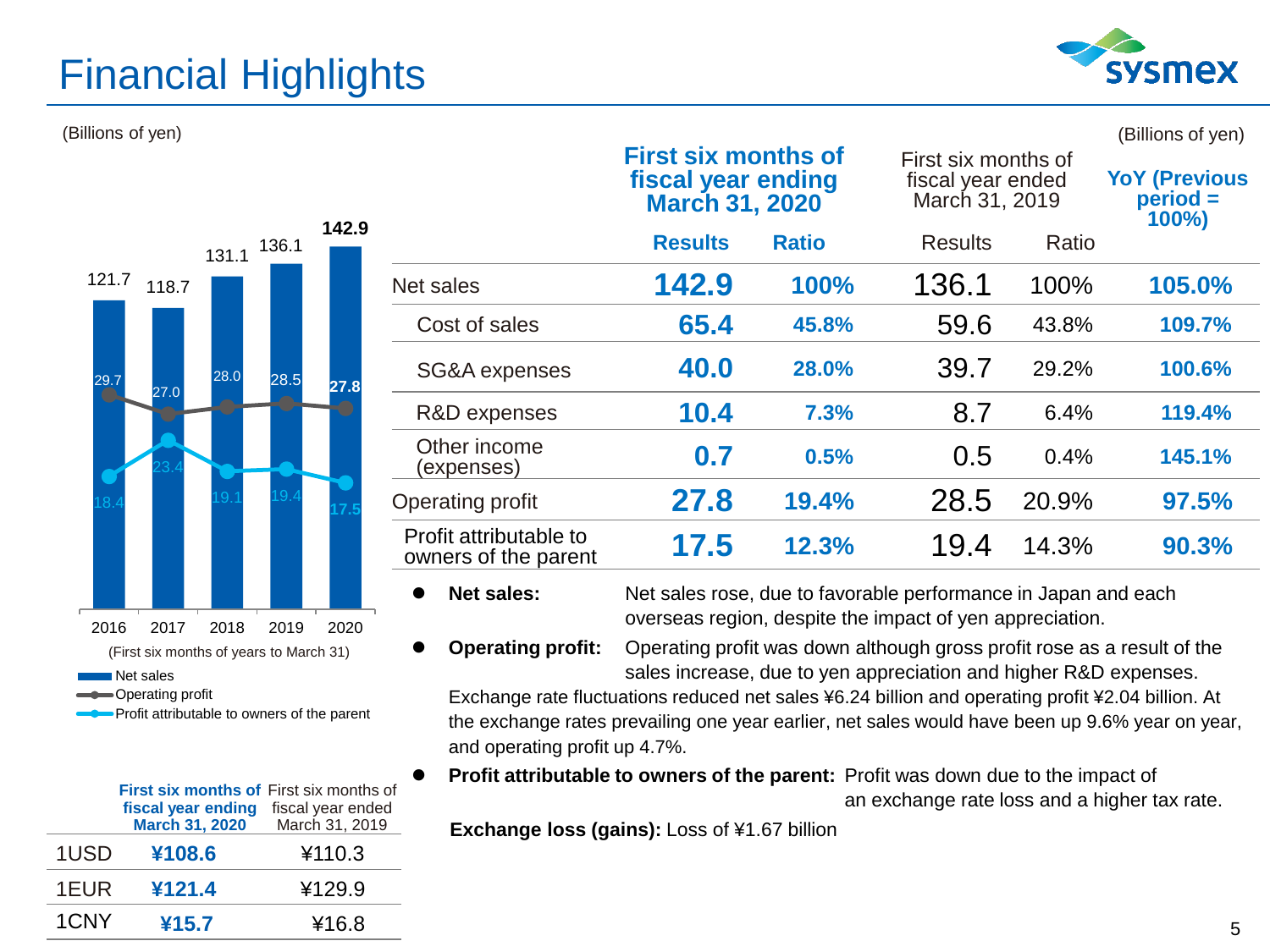# Financial Highlights

(Billions of yen)

| | 2016 | 2017 | 2018 | 2019 | 2020 |
|---|---|---|---|---|---|
| Net sales | 121.7 | 118.7 | 131.1 | 136.1 | 142.9 |
| Operating profit | 29.7 | 27.0 | 28.0 | 28.5 | 27.8 |
| Profit attributable to owners of the parent | 18.4 | 23.4 | 19.1 | 19.4 | 17.5 |

(First six months of years to March 31)

(Billions of yen)

| | First six months of fiscal year ending March 31, 2020 | | First six months of fiscal year ended March 31, 2019 | | YoY (Previous period = 100%) |
|---|---|---|---|---|---|
| | Results | Ratio | Results | Ratio | |
| Net sales | 142.9 | 100% | 136.1 | 100% | 105.0% |
| Cost of sales | 65.4 | 45.8% | 59.6 | 43.8% | 109.7% |
| SG&A expenses | 40.0 | 28.0% | 39.7 | 29.2% | 100.6% |
| R&D expenses | 10.4 | 7.3% | 8.7 | 6.4% | 119.4% |
| Other income (expenses) | 0.7 | 0.5% | 0.5 | 0.4% | 145.1% |
| Operating profit | 27.8 | 19.4% | 28.5 | 20.9% | 97.5% |
| Profit attributable to owners of the parent | 17.5 | 12.3% | 19.4 | 14.3% | 90.3% |

- **Net sales:** Net sales rose, due to favorable performance in Japan and each overseas region, despite the impact of yen appreciation.
- **Operating profit:** Operating profit was down although gross profit rose as a result of the sales increase, due to yen appreciation and higher R&D expenses.
  Exchange rate fluctuations reduced net sales ¥6.24 billion and operating profit ¥2.04 billion. At the exchange rates prevailing one year earlier, net sales would have been up 9.6% year on year, and operating profit up 4.7%.
- **Profit attributable to owners of the parent:** Profit was down due to the impact of an exchange rate loss and a higher tax rate.
  **Exchange loss (gains):** Loss of ¥1.67 billion

| | First six months of fiscal year ending March 31, 2020 | First six months of fiscal year ended March 31, 2019 |
|---|---|---|
| 1USD | ¥108.6 | ¥110.3 |
| 1EUR | ¥121.4 | ¥129.9 |
| 1CNY | ¥15.7 | ¥16.8 |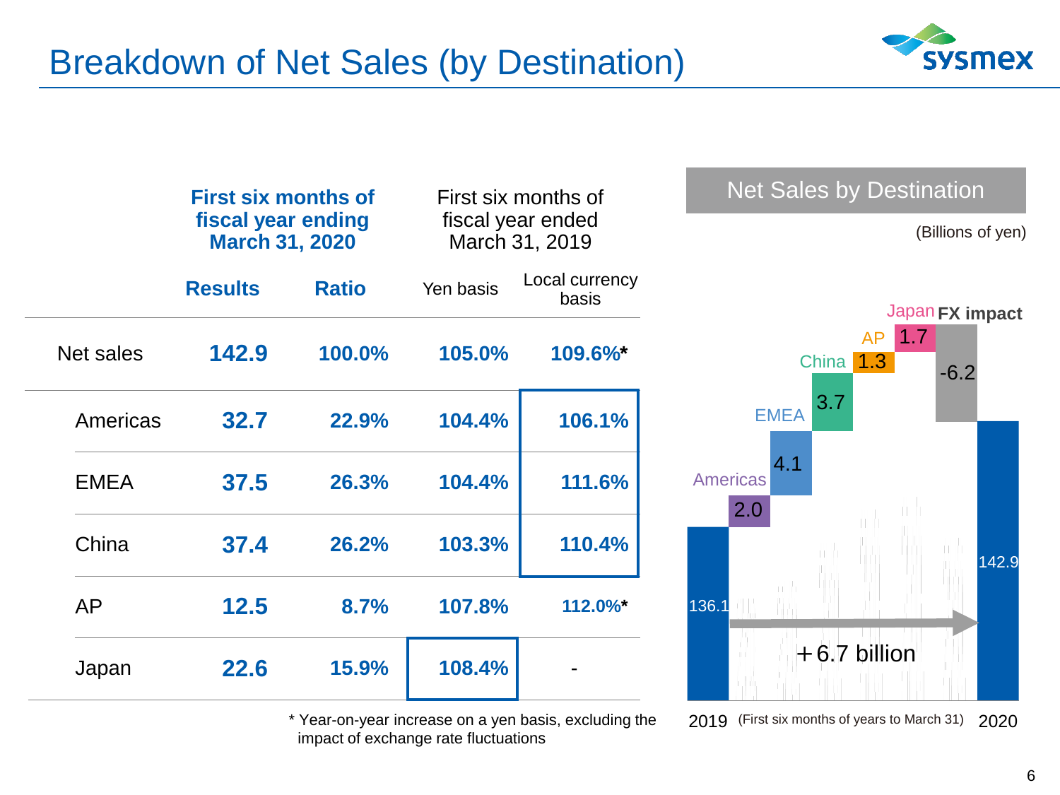# Breakdown of Net Sales (by Destination)

| | First six months of fiscal year ending March 31, 2020 | | First six months of fiscal year ended March 31, 2019 | |
|---|---|---|---|---|
| | **Results** | **Ratio** | Yen basis | Local currency basis |
| Net sales | **142.9** | **100.0%** | **105.0%** | **109.6%*** |
| Americas | **32.7** | **22.9%** | **104.4%** | **106.1%** |
| EMEA | **37.5** | **26.3%** | **104.4%** | **111.6%** |
| China | **37.4** | **26.2%** | **103.3%** | **110.4%** |
| AP | **12.5** | **8.7%** | **107.8%** | **112.0%*** |
| Japan | **22.6** | **15.9%** | **108.4%** | - |

\* Year-on-year increase on a yen basis, excluding the impact of exchange rate fluctuations

## Net Sales by Destination

(Billions of yen)

| | Billions of yen |
|---|---|
| 2019 | 136.1 |
| Americas | 2.0 |
| EMEA | 4.1 |
| China | 3.7 |
| AP | 1.3 |
| Japan | 1.7 |
| FX impact | -6.2 |
| 2020 | 142.9 |

+6.7 billion

(First six months of years to March 31)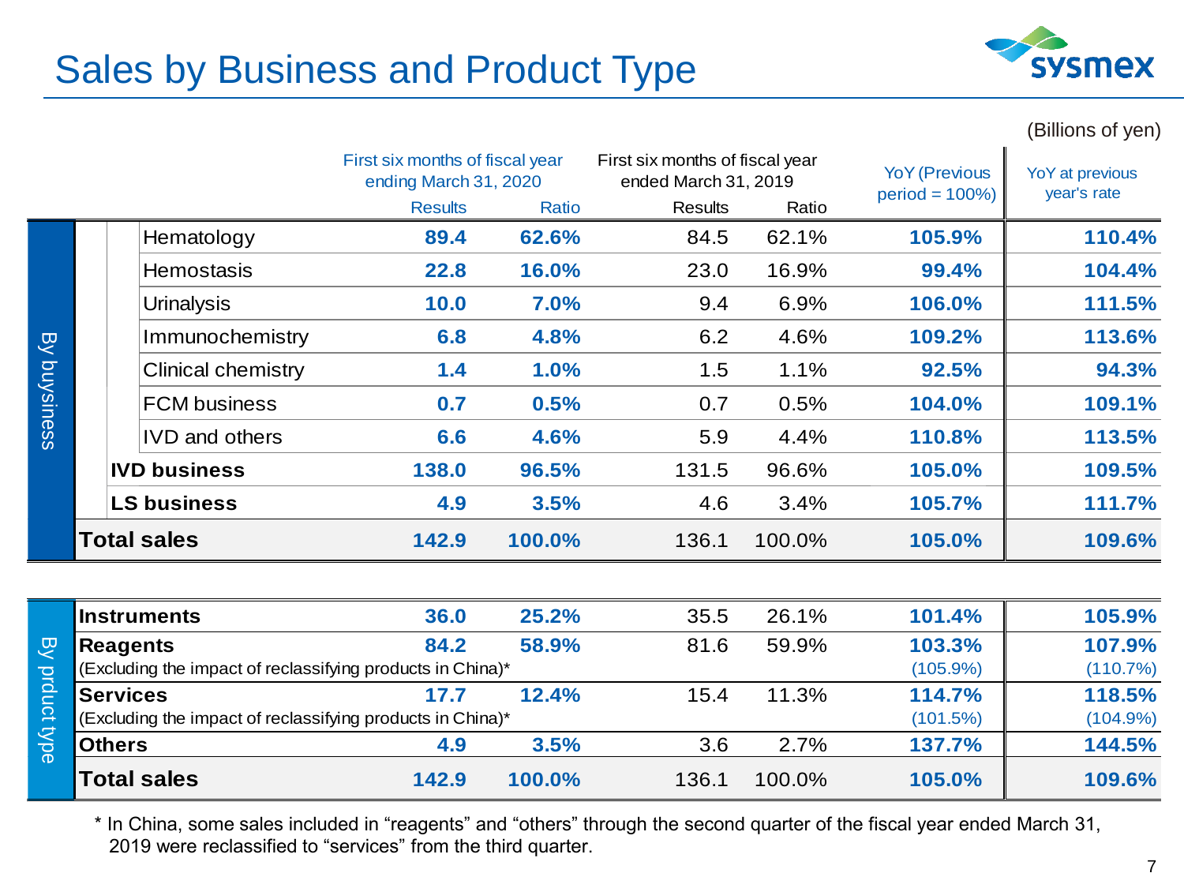# Sales by Business and Product Type

(Billions of yen)

| | | First six months of fiscal year ending March 31, 2020 | | First six months of fiscal year ended March 31, 2019 | | YoY (Previous period = 100%) | YoY at previous year's rate |
|---|---|---|---|---|---|---|---|
| | | Results | Ratio | Results | Ratio | | |
| By buysiness | Hematology | 89.4 | 62.6% | 84.5 | 62.1% | 105.9% | 110.4% |
| | Hemostasis | 22.8 | 16.0% | 23.0 | 16.9% | 99.4% | 104.4% |
| | Urinalysis | 10.0 | 7.0% | 9.4 | 6.9% | 106.0% | 111.5% |
| | Immunochemistry | 6.8 | 4.8% | 6.2 | 4.6% | 109.2% | 113.6% |
| | Clinical chemistry | 1.4 | 1.0% | 1.5 | 1.1% | 92.5% | 94.3% |
| | FCM business | 0.7 | 0.5% | 0.7 | 0.5% | 104.0% | 109.1% |
| | IVD and others | 6.6 | 4.6% | 5.9 | 4.4% | 110.8% | 113.5% |
| | **IVD business** | **138.0** | **96.5%** | 131.5 | 96.6% | **105.0%** | **109.5%** |
| | **LS business** | **4.9** | **3.5%** | 4.6 | 3.4% | **105.7%** | **111.7%** |
| | **Total sales** | **142.9** | **100.0%** | 136.1 | 100.0% | **105.0%** | **109.6%** |

| | | First six months of fiscal year ending March 31, 2020 | | First six months of fiscal year ended March 31, 2019 | | YoY (Previous period = 100%) | YoY at previous year's rate |
|---|---|---|---|---|---|---|---|
| | | Results | Ratio | Results | Ratio | | |
| By prduct type | **Instruments** | **36.0** | **25.2%** | 35.5 | 26.1% | **101.4%** | **105.9%** |
| | **Reagents** | **84.2** | **58.9%** | 81.6 | 59.9% | **103.3%** | **107.9%** |
| | (Excluding the impact of reclassifying products in China)* | | | | | (105.9%) | (110.7%) |
| | **Services** | **17.7** | **12.4%** | 15.4 | 11.3% | **114.7%** | **118.5%** |
| | (Excluding the impact of reclassifying products in China)* | | | | | (101.5%) | (104.9%) |
| | **Others** | **4.9** | **3.5%** | 3.6 | 2.7% | **137.7%** | **144.5%** |
| | **Total sales** | **142.9** | **100.0%** | 136.1 | 100.0% | **105.0%** | **109.6%** |

* In China, some sales included in “reagents” and “others” through the second quarter of the fiscal year ended March 31, 2019 were reclassified to “services” from the third quarter.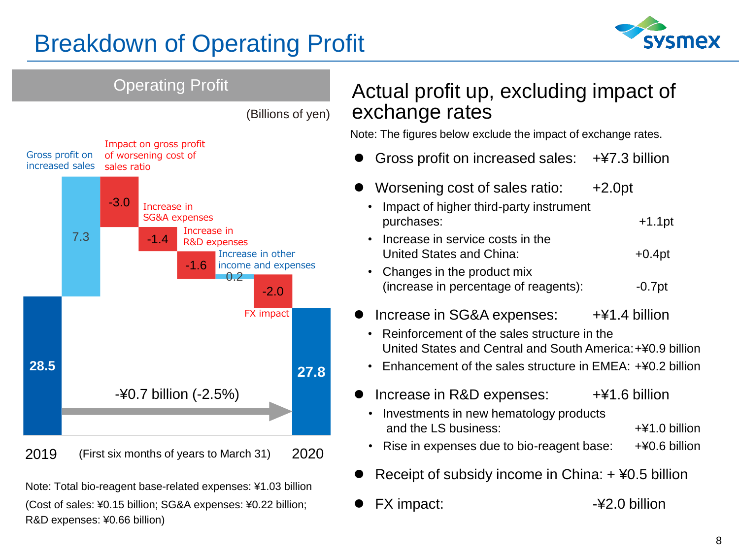# Breakdown of Operating Profit

## Operating Profit

(Billions of yen)

| | Value |
|---|---|
| 2019 | 28.5 |
| Gross profit on increased sales | 7.3 |
| Impact on gross profit of worsening cost of sales ratio | -3.0 |
| Increase in SG&A expenses | -1.4 |
| Increase in R&D expenses | -1.6 |
| Increase in other income and expenses | 0.2 |
| FX impact | -2.0 |
| 2020 | 27.8 |

-¥0.7 billion (-2.5%)

2019 (First six months of years to March 31) 2020

Note: Total bio-reagent base-related expenses: ¥1.03 billion
(Cost of sales: ¥0.15 billion; SG&A expenses: ¥0.22 billion; R&D expenses: ¥0.66 billion)

## Actual profit up, excluding impact of exchange rates

Note: The figures below exclude the impact of exchange rates.

- Gross profit on increased sales: +¥7.3 billion
- Worsening cost of sales ratio: +2.0pt
  - Impact of higher third-party instrument purchases: +1.1pt
  - Increase in service costs in the United States and China: +0.4pt
  - Changes in the product mix (increase in percentage of reagents): -0.7pt
- Increase in SG&A expenses: +¥1.4 billion
  - Reinforcement of the sales structure in the United States and Central and South America: +¥0.9 billion
  - Enhancement of the sales structure in EMEA: +¥0.2 billion
- Increase in R&D expenses: +¥1.6 billion
  - Investments in new hematology products and the LS business: +¥1.0 billion
  - Rise in expenses due to bio-reagent base: +¥0.6 billion
- Receipt of subsidy income in China: + ¥0.5 billion
- FX impact: -¥2.0 billion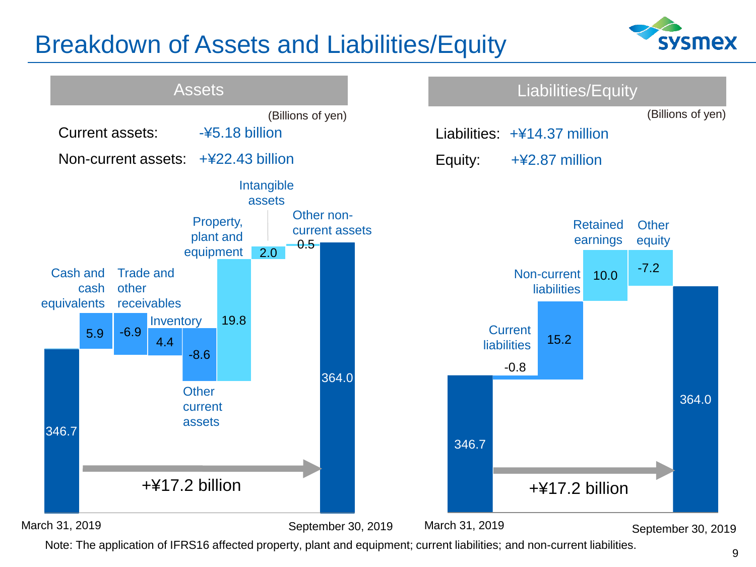# Breakdown of Assets and Liabilities/Equity

## Assets

(Billions of yen)

Current assets: -¥5.18 billion

Non-current assets: +¥22.43 billion

| Item | Value |
| --- | --- |
| March 31, 2019 | 346.7 |
| Cash and cash equivalents | 5.9 |
| Trade and other receivables | -6.9 |
| Inventory | 4.4 |
| Other current assets | -8.6 |
| Property, plant and equipment | 19.8 |
| Intangible assets | 2.0 |
| Other non-current assets | 0.5 |
| September 30, 2019 | 364.0 |

+¥17.2 billion

## Liabilities/Equity

(Billions of yen)

Liabilities: +¥14.37 million

Equity: +¥2.87 million

| Item | Value |
| --- | --- |
| March 31, 2019 | 346.7 |
| Current liabilities | -0.8 |
| Non-current liabilities | 15.2 |
| Retained earnings | 10.0 |
| Other equity | -7.2 |
| September 30, 2019 | 364.0 |

+¥17.2 billion

Note: The application of IFRS16 affected property, plant and equipment; current liabilities; and non-current liabilities.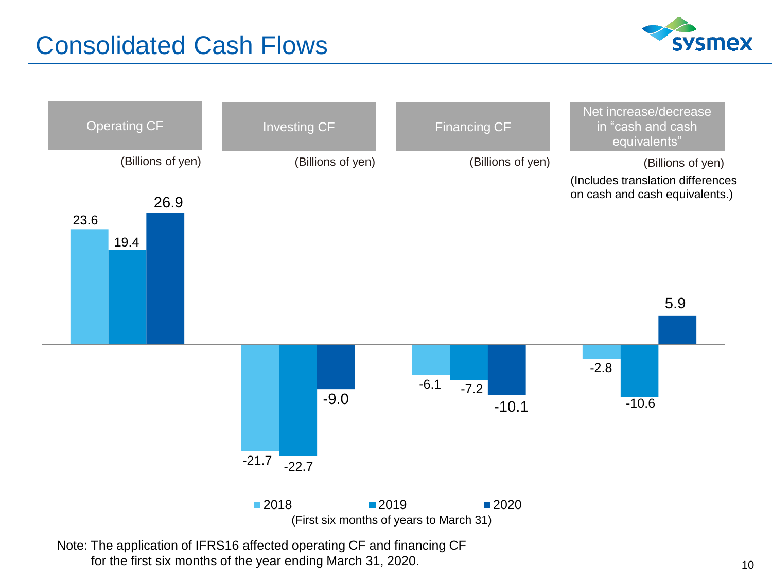# Consolidated Cash Flows

(Billions of yen)

| | 2018 | 2019 | 2020 |
|---|---|---|---|
| Operating CF | 23.6 | 19.4 | 26.9 |
| Investing CF | -21.7 | -22.7 | -9.0 |
| Financing CF | -6.1 | -7.2 | -10.1 |
| Net increase/decrease in "cash and cash equivalents" | -2.8 | -10.6 | 5.9 |

(Includes translation differences on cash and cash equivalents.)

(First six months of years to March 31)

Note: The application of IFRS16 affected operating CF and financing CF for the first six months of the year ending March 31, 2020.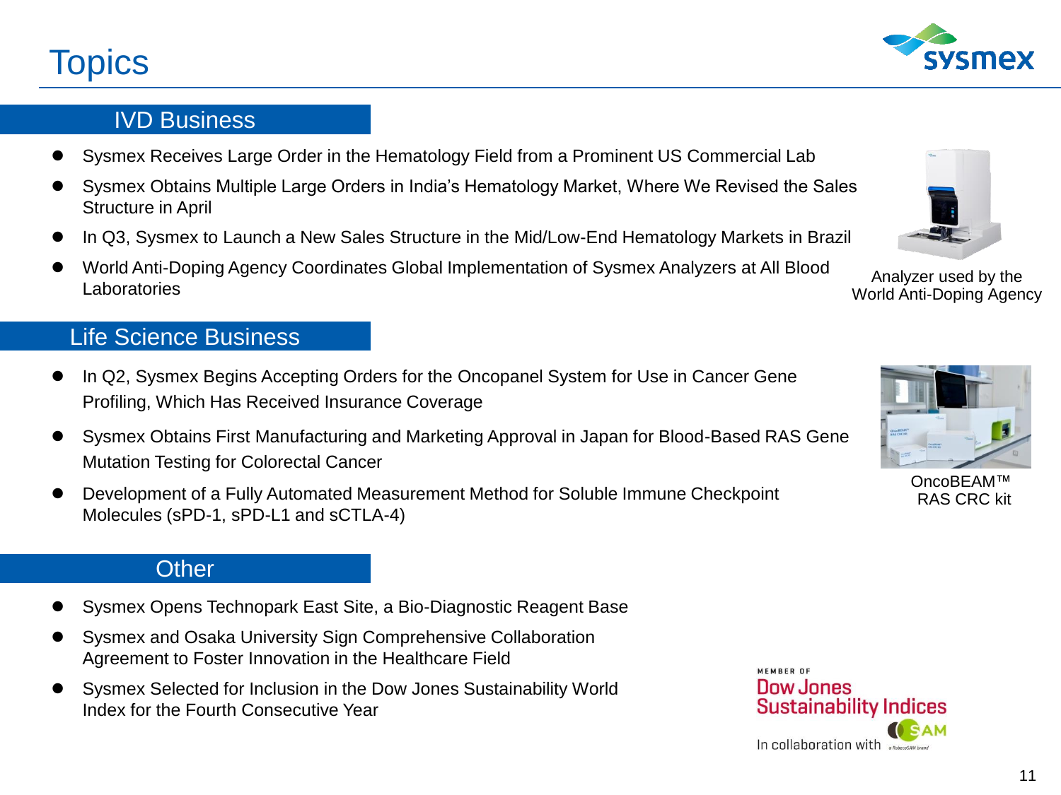# Topics

## IVD Business

- Sysmex Receives Large Order in the Hematology Field from a Prominent US Commercial Lab
- Sysmex Obtains Multiple Large Orders in India's Hematology Market, Where We Revised the Sales Structure in April
- In Q3, Sysmex to Launch a New Sales Structure in the Mid/Low-End Hematology Markets in Brazil
- World Anti-Doping Agency Coordinates Global Implementation of Sysmex Analyzers at All Blood Laboratories

Analyzer used by the World Anti-Doping Agency

## Life Science Business

- In Q2, Sysmex Begins Accepting Orders for the Oncopanel System for Use in Cancer Gene Profiling, Which Has Received Insurance Coverage
- Sysmex Obtains First Manufacturing and Marketing Approval in Japan for Blood-Based RAS Gene Mutation Testing for Colorectal Cancer
- Development of a Fully Automated Measurement Method for Soluble Immune Checkpoint Molecules (sPD-1, sPD-L1 and sCTLA-4)

OncoBEAM™ RAS CRC kit

## Other

- Sysmex Opens Technopark East Site, a Bio-Diagnostic Reagent Base
- Sysmex and Osaka University Sign Comprehensive Collaboration Agreement to Foster Innovation in the Healthcare Field
- Sysmex Selected for Inclusion in the Dow Jones Sustainability World Index for the Fourth Consecutive Year

MEMBER OF Dow Jones Sustainability Indices In collaboration with RobecoSAM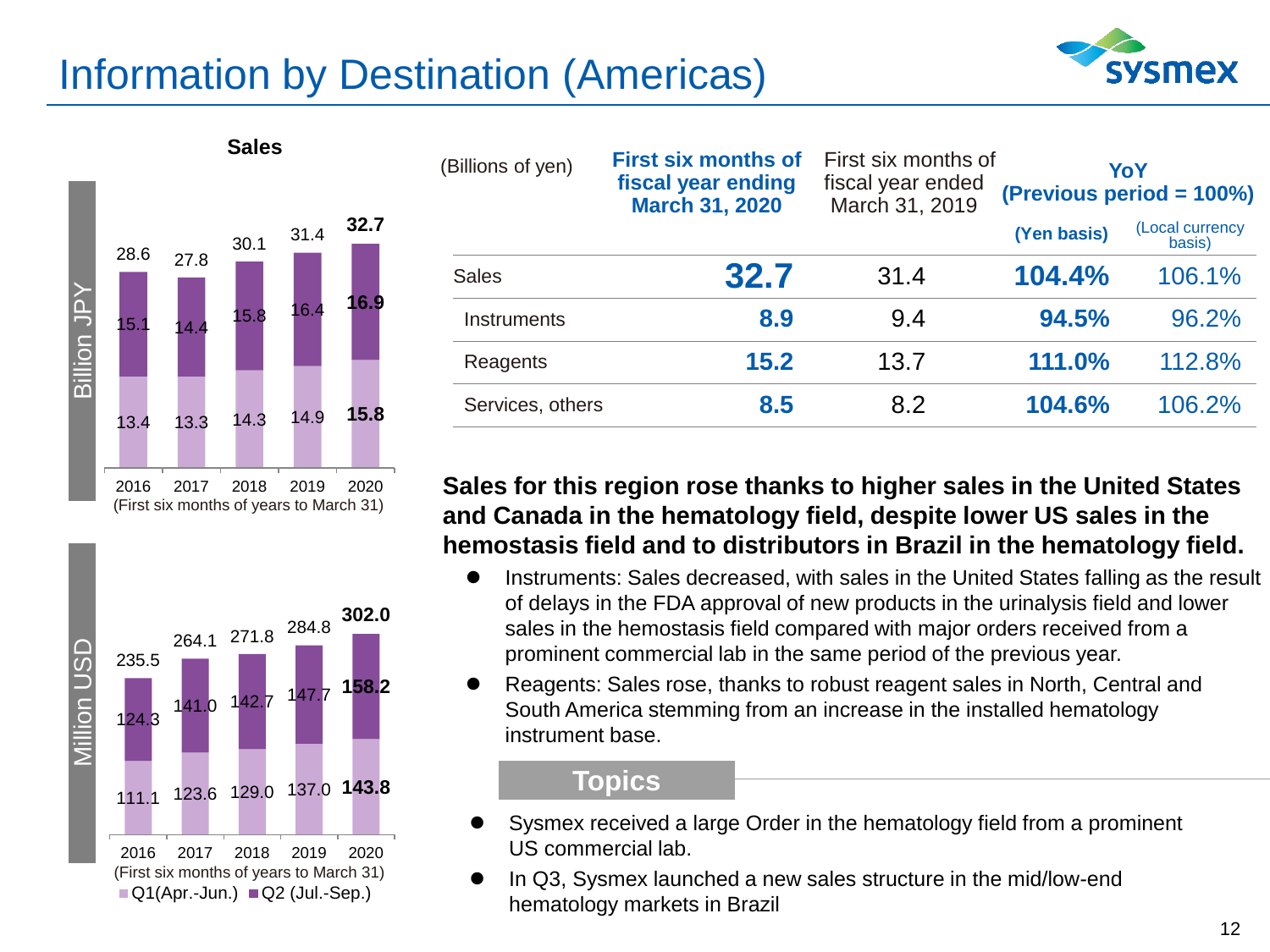# Information by Destination (Americas)

**Sales**

Billion JPY

| | 2016 | 2017 | 2018 | 2019 | 2020 |
|---|---|---|---|---|---|
| Total | 28.6 | 27.8 | 30.1 | 31.4 | **32.7** |
| Q2 (Jul.-Sep.) | 15.1 | 14.4 | 15.8 | 16.4 | **16.9** |
| Q1 (Apr.-Jun.) | 13.4 | 13.3 | 14.3 | 14.9 | **15.8** |

(First six months of years to March 31)

Million USD

| | 2016 | 2017 | 2018 | 2019 | 2020 |
|---|---|---|---|---|---|
| Total | 235.5 | 264.1 | 271.8 | 284.8 | **302.0** |
| Q2 (Jul.-Sep.) | 124.3 | 141.0 | 142.7 | 147.7 | **158.2** |
| Q1 (Apr.-Jun.) | 111.1 | 123.6 | 129.0 | 137.0 | **143.8** |

(First six months of years to March 31)

Q1(Apr.-Jun.) Q2 (Jul.-Sep.)

| (Billions of yen) | **First six months of fiscal year ending March 31, 2020** | First six months of fiscal year ended March 31, 2019 | **YoY (Previous period = 100%)** | |
|---|---|---|---|---|
| | | | **(Yen basis)** | (Local currency basis) |
| Sales | **32.7** | 31.4 | **104.4%** | 106.1% |
| Instruments | **8.9** | 9.4 | **94.5%** | 96.2% |
| Reagents | **15.2** | 13.7 | **111.0%** | 112.8% |
| Services, others | **8.5** | 8.2 | **104.6%** | 106.2% |

**Sales for this region rose thanks to higher sales in the United States and Canada in the hematology field, despite lower US sales in the hemostasis field and to distributors in Brazil in the hematology field.**

- Instruments: Sales decreased, with sales in the United States falling as the result of delays in the FDA approval of new products in the urinalysis field and lower sales in the hemostasis field compared with major orders received from a prominent commercial lab in the same period of the previous year.
- Reagents: Sales rose, thanks to robust reagent sales in North, Central and South America stemming from an increase in the installed hematology instrument base.

## Topics

- Sysmex received a large Order in the hematology field from a prominent US commercial lab.
- In Q3, Sysmex launched a new sales structure in the mid/low-end hematology markets in Brazil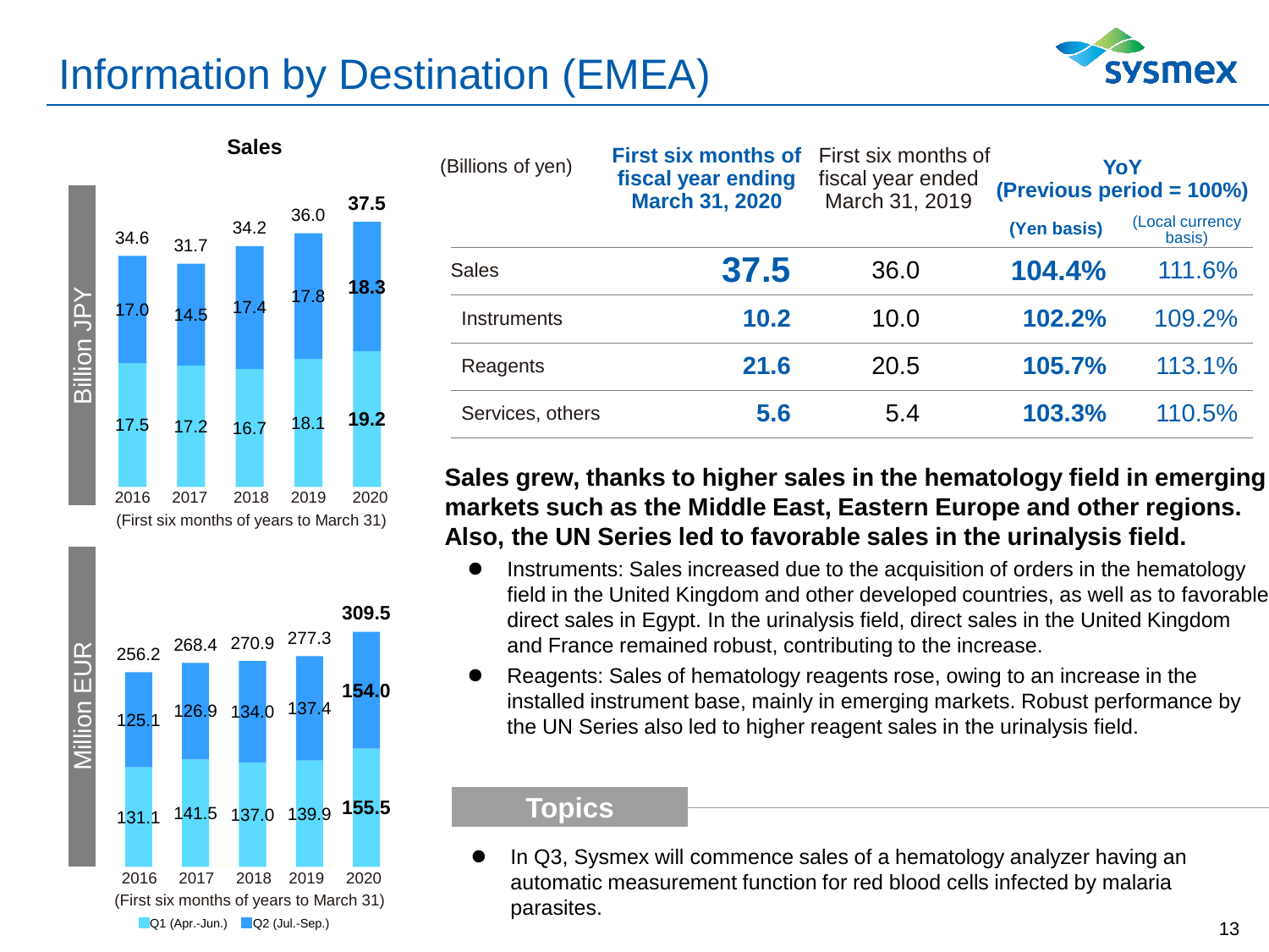# Information by Destination (EMEA)

**Sales**

Billion JPY

| | 2016 | 2017 | 2018 | 2019 | 2020 |
|---|---|---|---|---|---|
| Total | 34.6 | 31.7 | 34.2 | 36.0 | **37.5** |
| Q2 (Jul.-Sep.) | 17.0 | 14.5 | 17.4 | 17.8 | **18.3** |
| Q1 (Apr.-Jun.) | 17.5 | 17.2 | 16.7 | 18.1 | **19.2** |

(First six months of years to March 31)

Million EUR

| | 2016 | 2017 | 2018 | 2019 | 2020 |
|---|---|---|---|---|---|
| Total | 256.2 | 268.4 | 270.9 | 277.3 | **309.5** |
| Q2 (Jul.-Sep.) | 125.1 | 126.9 | 134.0 | 137.4 | **154.0** |
| Q1 (Apr.-Jun.) | 131.1 | 141.5 | 137.0 | 139.9 | **155.5** |

(First six months of years to March 31)

Q1 (Apr.-Jun.) Q2 (Jul.-Sep.)

| (Billions of yen) | **First six months of fiscal year ending March 31, 2020** | First six months of fiscal year ended March 31, 2019 | **YoY (Previous period = 100%)** | |
|---|---|---|---|---|
| | | | **(Yen basis)** | (Local currency basis) |
| Sales | **37.5** | 36.0 | **104.4%** | 111.6% |
| Instruments | **10.2** | 10.0 | **102.2%** | 109.2% |
| Reagents | **21.6** | 20.5 | **105.7%** | 113.1% |
| Services, others | **5.6** | 5.4 | **103.3%** | 110.5% |

**Sales grew, thanks to higher sales in the hematology field in emerging markets such as the Middle East, Eastern Europe and other regions. Also, the UN Series led to favorable sales in the urinalysis field.**

- Instruments: Sales increased due to the acquisition of orders in the hematology field in the United Kingdom and other developed countries, as well as to favorable direct sales in Egypt. In the urinalysis field, direct sales in the United Kingdom and France remained robust, contributing to the increase.
- Reagents: Sales of hematology reagents rose, owing to an increase in the installed instrument base, mainly in emerging markets. Robust performance by the UN Series also led to higher reagent sales in the urinalysis field.

## Topics

- In Q3, Sysmex will commence sales of a hematology analyzer having an automatic measurement function for red blood cells infected by malaria parasites.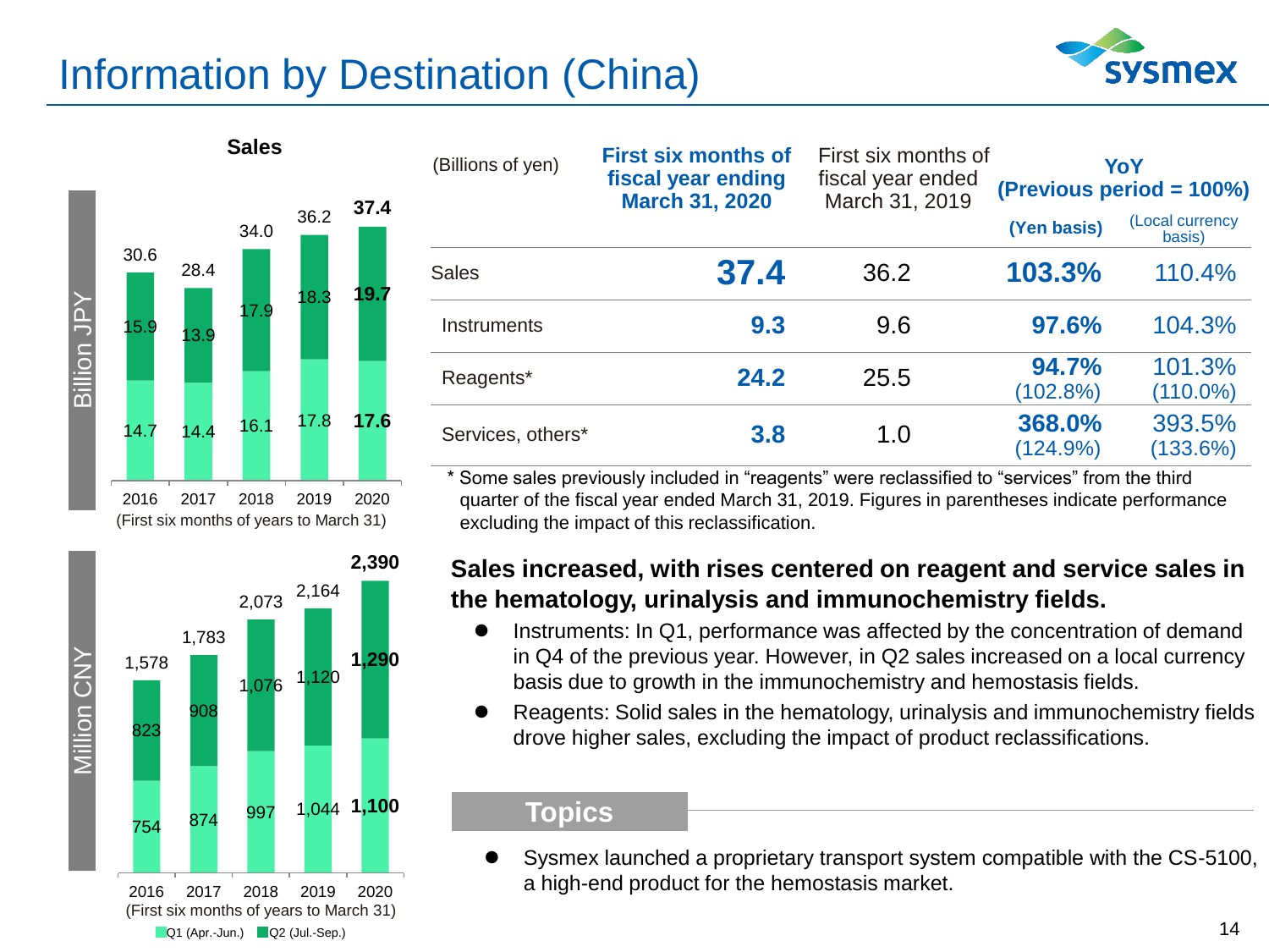# Information by Destination (China)

**Sales**

Billion JPY

| | 2016 | 2017 | 2018 | 2019 | 2020 |
|---|---|---|---|---|---|
| Q1 (Apr.-Jun.) | 14.7 | 14.4 | 16.1 | 17.8 | 17.6 |
| Q2 (Jul.-Sep.) | 15.9 | 13.9 | 17.9 | 18.3 | 19.7 |
| Total | 30.6 | 28.4 | 34.0 | 36.2 | 37.4 |

(First six months of years to March 31)

Million CNY

| | 2016 | 2017 | 2018 | 2019 | 2020 |
|---|---|---|---|---|---|
| Q1 (Apr.-Jun.) | 754 | 874 | 997 | 1,044 | 1,100 |
| Q2 (Jul.-Sep.) | 823 | 908 | 1,076 | 1,120 | 1,290 |
| Total | 1,578 | 1,783 | 2,073 | 2,164 | 2,390 |

(First six months of years to March 31)

| (Billions of yen) | **First six months of fiscal year ending March 31, 2020** | First six months of fiscal year ended March 31, 2019 | **YoY (Previous period = 100%)** | |
|---|---|---|---|---|
| | | | **(Yen basis)** | (Local currency basis) |
| Sales | **37.4** | 36.2 | **103.3%** | 110.4% |
| Instruments | **9.3** | 9.6 | **97.6%** | 104.3% |
| Reagents* | **24.2** | 25.5 | **94.7%** (102.8%) | 101.3% (110.0%) |
| Services, others* | **3.8** | 1.0 | **368.0%** (124.9%) | 393.5% (133.6%) |

\* Some sales previously included in "reagents" were reclassified to "services" from the third quarter of the fiscal year ended March 31, 2019. Figures in parentheses indicate performance excluding the impact of this reclassification.

**Sales increased, with rises centered on reagent and service sales in the hematology, urinalysis and immunochemistry fields.**

- Instruments: In Q1, performance was affected by the concentration of demand in Q4 of the previous year. However, in Q2 sales increased on a local currency basis due to growth in the immunochemistry and hemostasis fields.
- Reagents: Solid sales in the hematology, urinalysis and immunochemistry fields drove higher sales, excluding the impact of product reclassifications.

## Topics

- Sysmex launched a proprietary transport system compatible with the CS-5100, a high-end product for the hemostasis market.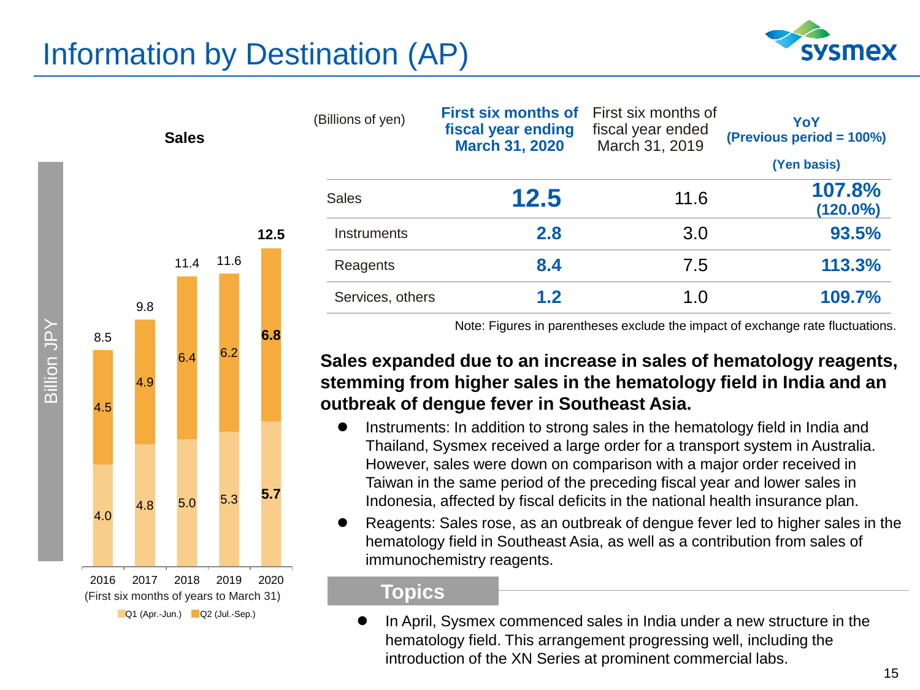# Information by Destination (AP)

**Sales**

| | 2016 | 2017 | 2018 | 2019 | 2020 |
|---|---|---|---|---|---|
| Q1 (Apr.-Jun.) | 4.0 | 4.8 | 5.0 | 5.3 | 5.7 |
| Q2 (Jul.-Sep.) | 4.5 | 4.9 | 6.4 | 6.2 | 6.8 |
| Total | 8.5 | 9.8 | 11.4 | 11.6 | 12.5 |

Billion JPY
(First six months of years to March 31)

| (Billions of yen) | First six months of fiscal year ending March 31, 2020 | First six months of fiscal year ended March 31, 2019 | YoY (Previous period = 100%) (Yen basis) |
|---|---|---|---|
| Sales | **12.5** | 11.6 | **107.8%** **(120.0%)** |
| Instruments | **2.8** | 3.0 | **93.5%** |
| Reagents | **8.4** | 7.5 | **113.3%** |
| Services, others | **1.2** | 1.0 | **109.7%** |

Note: Figures in parentheses exclude the impact of exchange rate fluctuations.

**Sales expanded due to an increase in sales of hematology reagents, stemming from higher sales in the hematology field in India and an outbreak of dengue fever in Southeast Asia.**

- Instruments: In addition to strong sales in the hematology field in India and Thailand, Sysmex received a large order for a transport system in Australia. However, sales were down on comparison with a major order received in Taiwan in the same period of the preceding fiscal year and lower sales in Indonesia, affected by fiscal deficits in the national health insurance plan.
- Reagents: Sales rose, as an outbreak of dengue fever led to higher sales in the hematology field in Southeast Asia, as well as a contribution from sales of immunochemistry reagents.

## Topics

- In April, Sysmex commenced sales in India under a new structure in the hematology field. This arrangement progressing well, including the introduction of the XN Series at prominent commercial labs.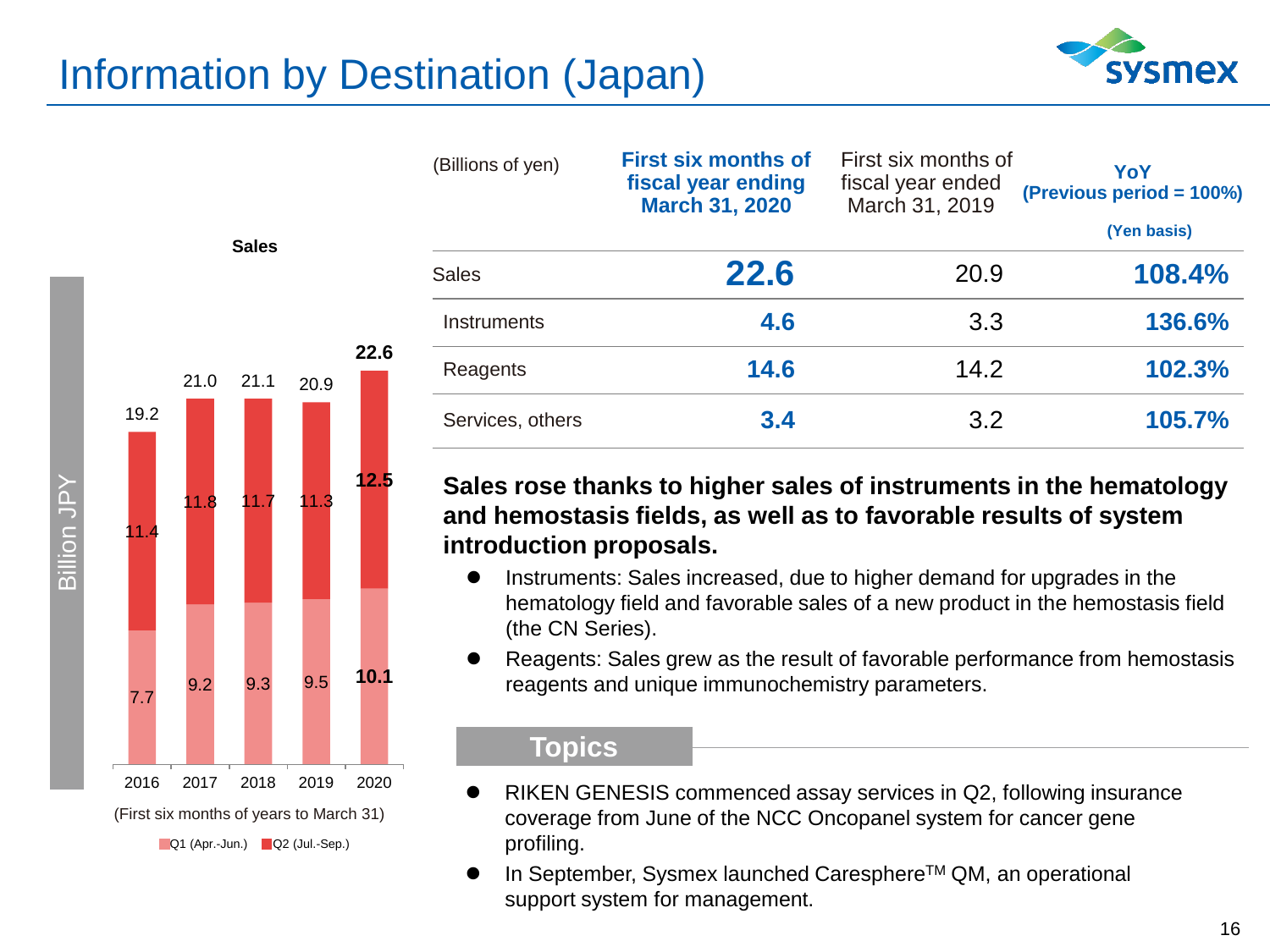# Information by Destination (Japan)

**Sales**

| (Billion JPY) | 2016 | 2017 | 2018 | 2019 | 2020 |
|---|---|---|---|---|---|
| Q1 (Apr.-Jun.) | 7.7 | 9.2 | 9.3 | 9.5 | 10.1 |
| Q2 (Jul.-Sep.) | 11.4 | 11.8 | 11.7 | 11.3 | 12.5 |
| Total | 19.2 | 21.0 | 21.1 | 20.9 | 22.6 |

(First six months of years to March 31)

| (Billions of yen) | First six months of fiscal year ending March 31, 2020 | First six months of fiscal year ended March 31, 2019 | YoY (Previous period = 100%) (Yen basis) |
|---|---|---|---|
| Sales | 22.6 | 20.9 | 108.4% |
| Instruments | 4.6 | 3.3 | 136.6% |
| Reagents | 14.6 | 14.2 | 102.3% |
| Services, others | 3.4 | 3.2 | 105.7% |

**Sales rose thanks to higher sales of instruments in the hematology and hemostasis fields, as well as to favorable results of system introduction proposals.**

- Instruments: Sales increased, due to higher demand for upgrades in the hematology field and favorable sales of a new product in the hemostasis field (the CN Series).
- Reagents: Sales grew as the result of favorable performance from hemostasis reagents and unique immunochemistry parameters.

## Topics

- RIKEN GENESIS commenced assay services in Q2, following insurance coverage from June of the NCC Oncopanel system for cancer gene profiling.
- In September, Sysmex launched Caresphere™ QM, an operational support system for management.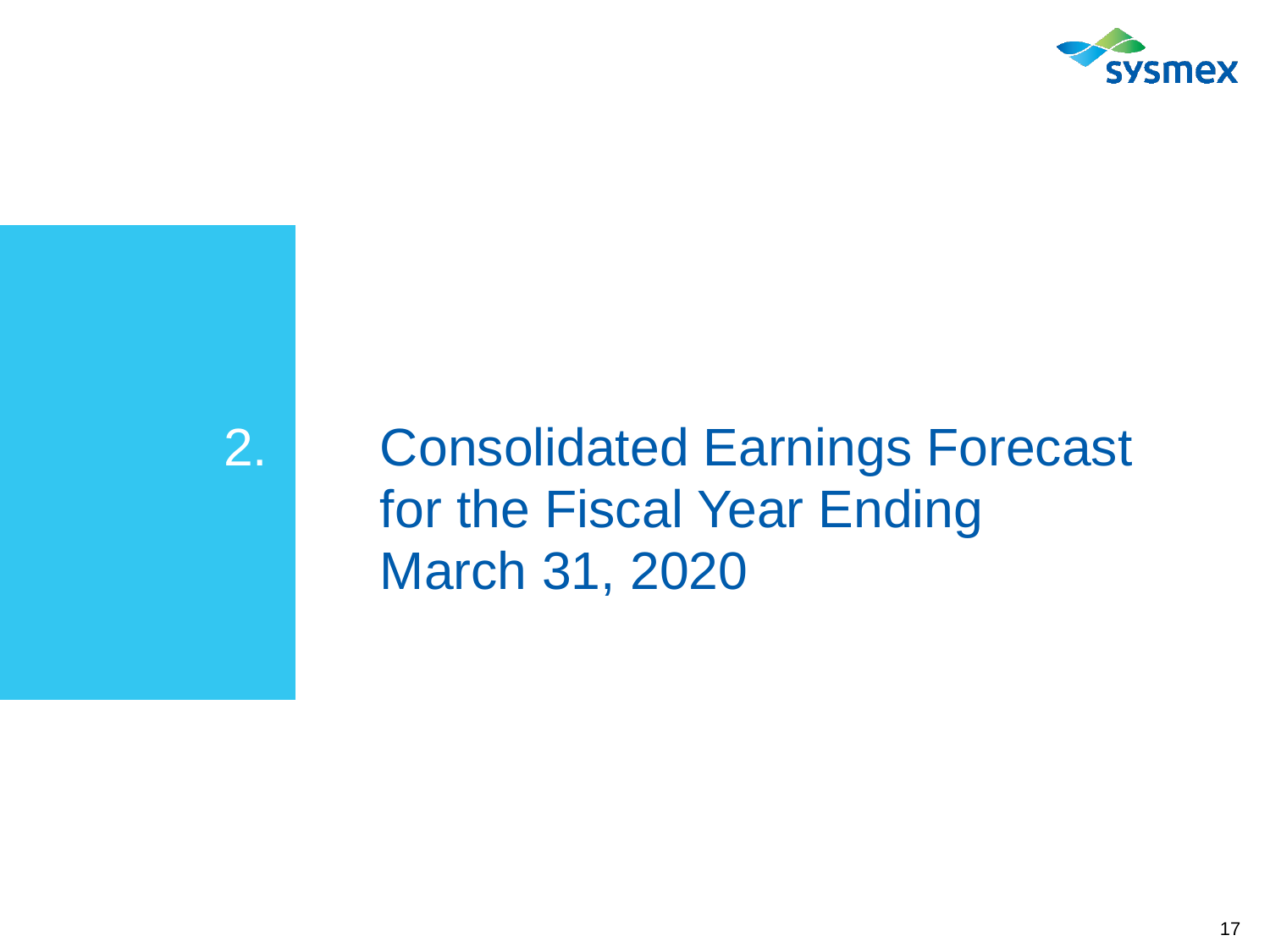# 2. Consolidated Earnings Forecast for the Fiscal Year Ending March 31, 2020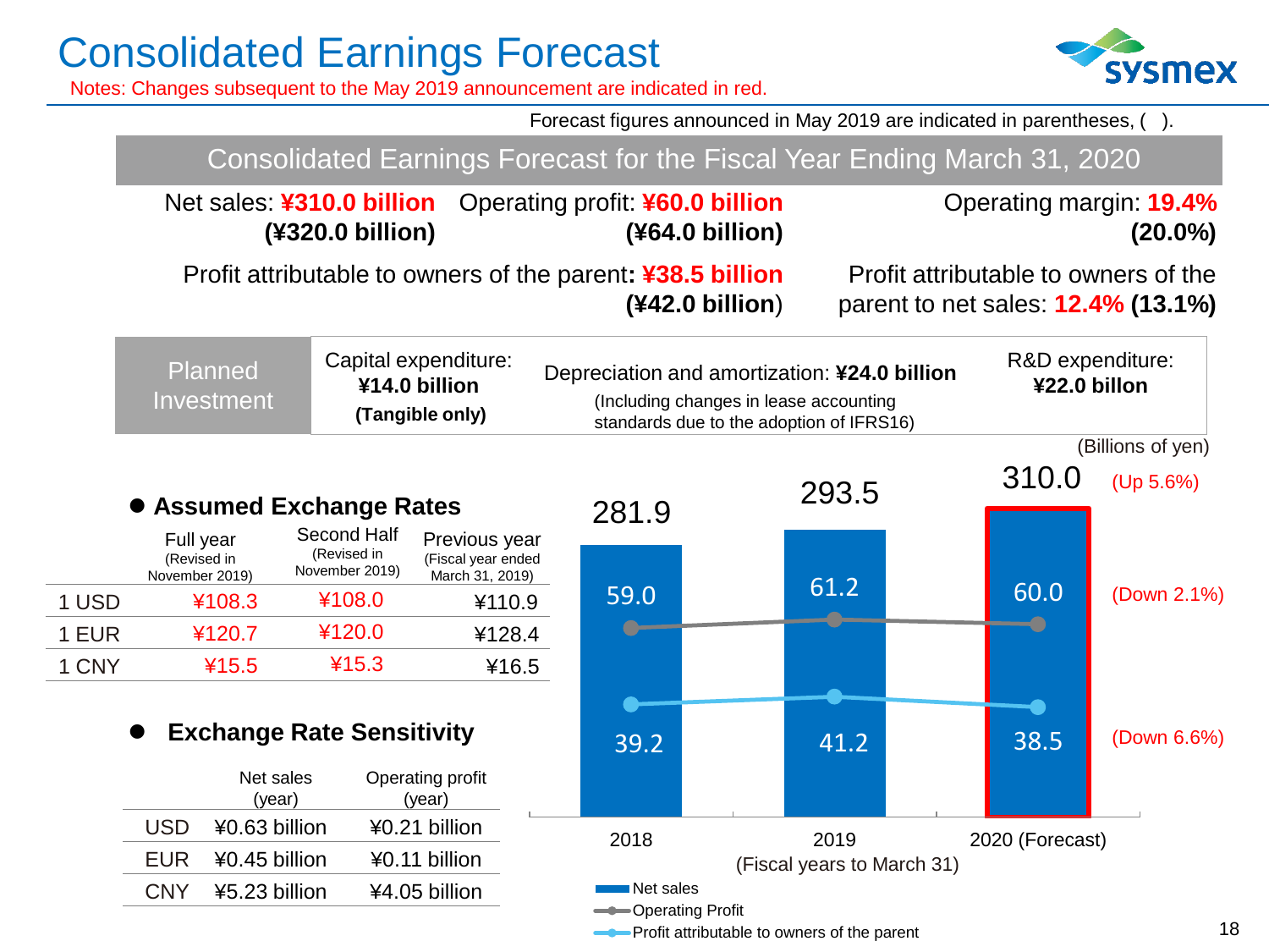# Consolidated Earnings Forecast

Notes: Changes subsequent to the May 2019 announcement are indicated in red.

Forecast figures announced in May 2019 are indicated in parentheses, ( ).

## Consolidated Earnings Forecast for the Fiscal Year Ending March 31, 2020

Net sales: **¥310.0 billion** **(¥320.0 billion)**

Operating profit: **¥60.0 billion** **(¥64.0 billion)**

Operating margin: **19.4%** **(20.0%)**

Profit attributable to owners of the parent**: ¥38.5 billion** **(¥42.0 billion)**

Profit attributable to owners of the parent to net sales: **12.4%** **(13.1%)**

| Planned Investment | Capital expenditure: **¥14.0 billion** **(Tangible only)** | Depreciation and amortization: **¥24.0 billion** (Including changes in lease accounting standards due to the adoption of IFRS16) | R&D expenditure: **¥22.0 billon** |
|---|---|---|---|

### Assumed Exchange Rates

| | Full year (Revised in November 2019) | Second Half (Revised in November 2019) | Previous year (Fiscal year ended March 31, 2019) |
|---|---|---|---|
| 1 USD | ¥108.3 | ¥108.0 | ¥110.9 |
| 1 EUR | ¥120.7 | ¥120.0 | ¥128.4 |
| 1 CNY | ¥15.5 | ¥15.3 | ¥16.5 |

### Exchange Rate Sensitivity

| | Net sales (year) | Operating profit (year) |
|---|---|---|
| USD | ¥0.63 billion | ¥0.21 billion |
| EUR | ¥0.45 billion | ¥0.11 billion |
| CNY | ¥5.23 billion | ¥4.05 billion |

(Billions of yen)

| Fiscal years to March 31 | 2018 | 2019 | 2020 (Forecast) | |
|---|---|---|---|---|
| Net sales | 281.9 | 293.5 | 310.0 | (Up 5.6%) |
| Operating Profit | 59.0 | 61.2 | 60.0 | (Down 2.1%) |
| Profit attributable to owners of the parent | 39.2 | 41.2 | 38.5 | (Down 6.6%) |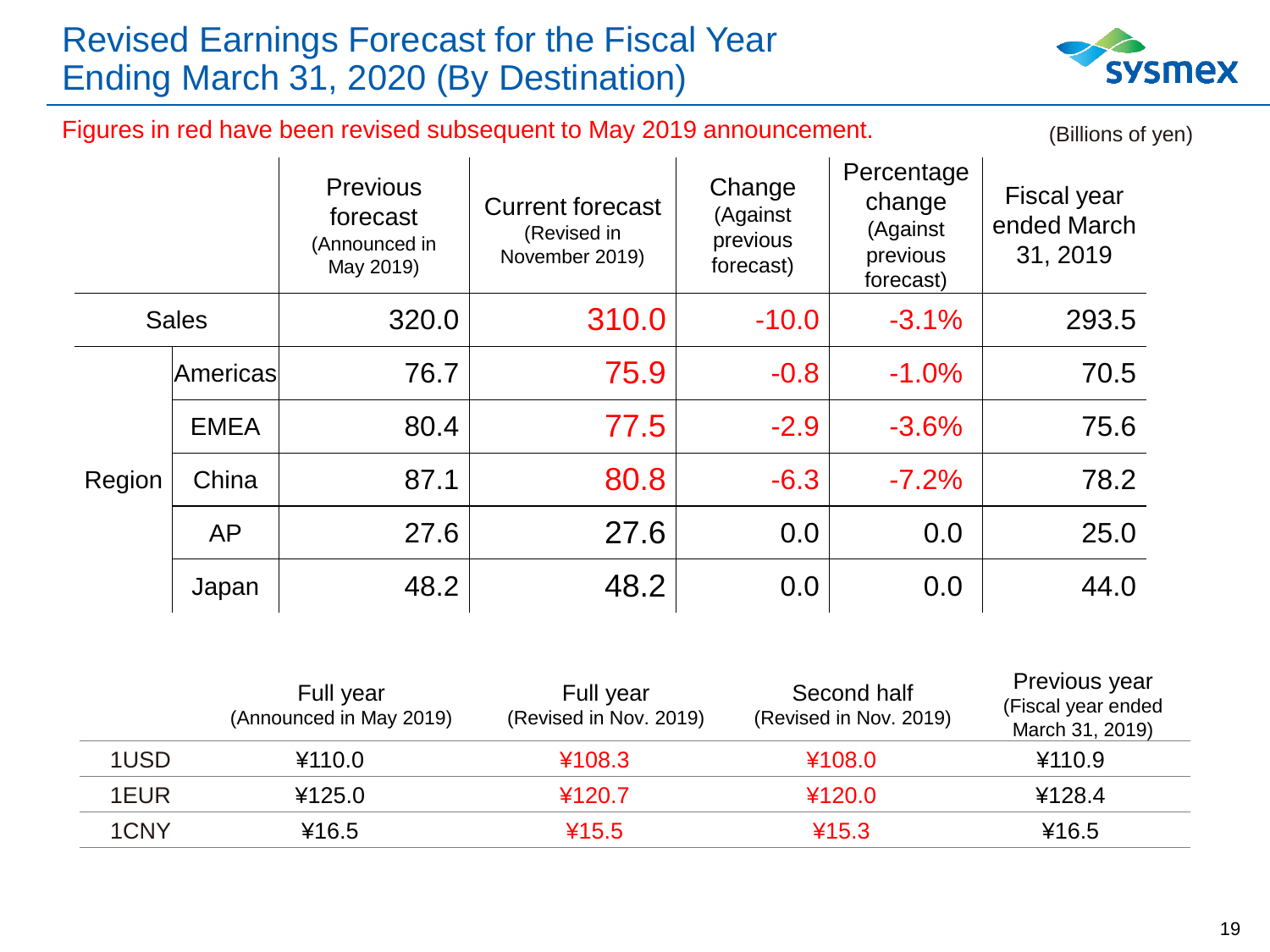# Revised Earnings Forecast for the Fiscal Year Ending March 31, 2020 (By Destination)

Figures in red have been revised subsequent to May 2019 announcement.

(Billions of yen)

| | | Previous forecast (Announced in May 2019) | Current forecast (Revised in November 2019) | Change (Against previous forecast) | Percentage change (Against previous forecast) | Fiscal year ended March 31, 2019 |
|---|---|---|---|---|---|---|
| Sales | | 320.0 | 310.0 | -10.0 | -3.1% | 293.5 |
| Region | Americas | 76.7 | 75.9 | -0.8 | -1.0% | 70.5 |
| | EMEA | 80.4 | 77.5 | -2.9 | -3.6% | 75.6 |
| | China | 87.1 | 80.8 | -6.3 | -7.2% | 78.2 |
| | AP | 27.6 | 27.6 | 0.0 | 0.0 | 25.0 |
| | Japan | 48.2 | 48.2 | 0.0 | 0.0 | 44.0 |

| | Full year (Announced in May 2019) | Full year (Revised in Nov. 2019) | Second half (Revised in Nov. 2019) | Previous year (Fiscal year ended March 31, 2019) |
|---|---|---|---|---|
| 1USD | ¥110.0 | ¥108.3 | ¥108.0 | ¥110.9 |
| 1EUR | ¥125.0 | ¥120.7 | ¥120.0 | ¥128.4 |
| 1CNY | ¥16.5 | ¥15.5 | ¥15.3 | ¥16.5 |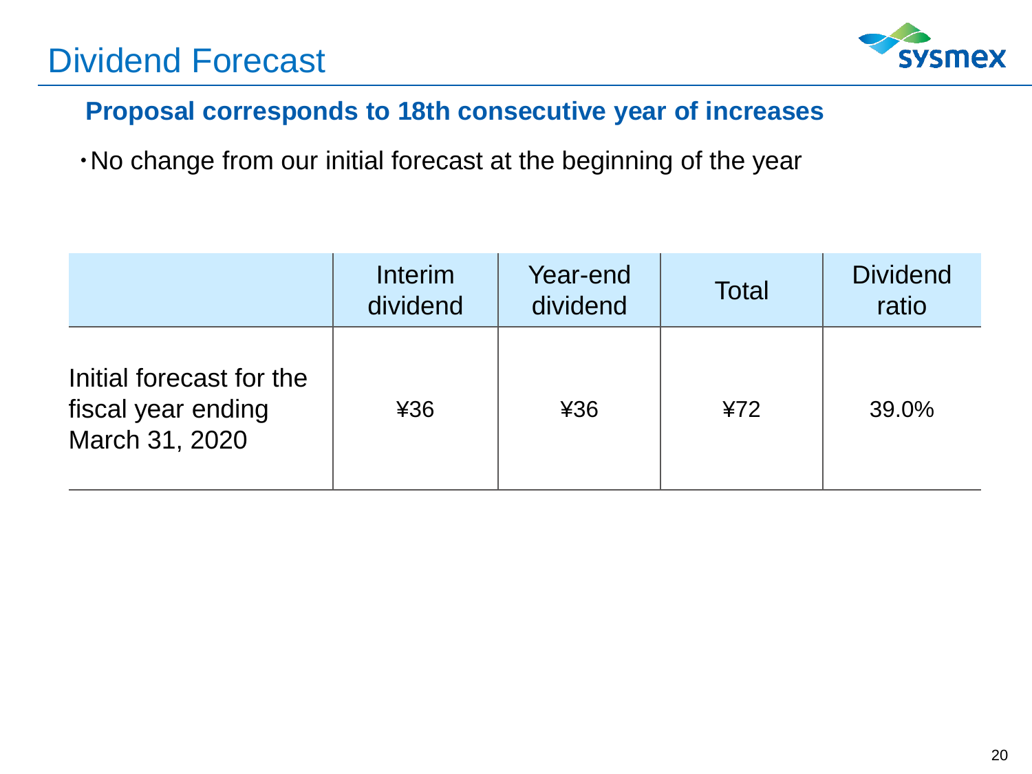# Dividend Forecast

## Proposal corresponds to 18th consecutive year of increases

・No change from our initial forecast at the beginning of the year

| | Interim dividend | Year-end dividend | Total | Dividend ratio |
|---|---|---|---|---|
| Initial forecast for the fiscal year ending March 31, 2020 | ¥36 | ¥36 | ¥72 | 39.0% |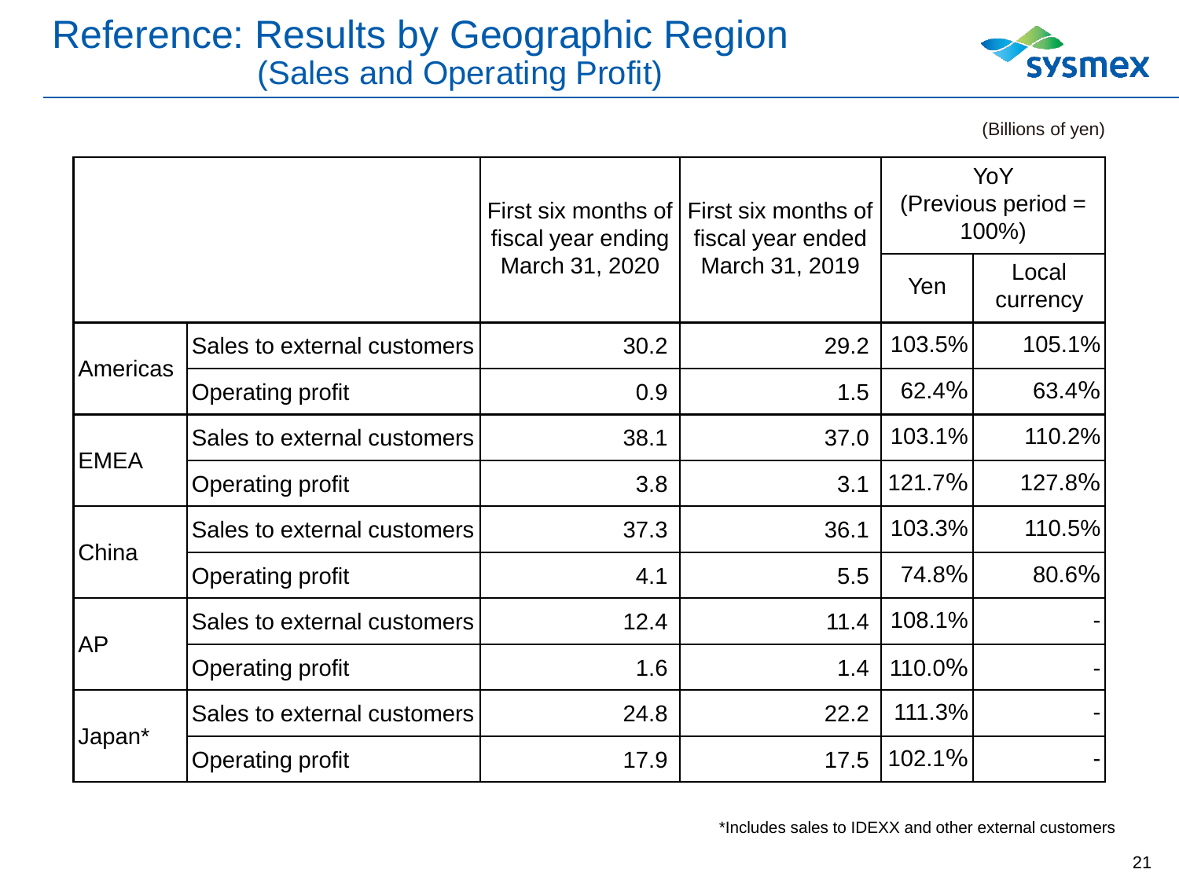# Reference: Results by Geographic Region
## (Sales and Operating Profit)

(Billions of yen)

| | | First six months of fiscal year ending March 31, 2020 | First six months of fiscal year ended March 31, 2019 | YoY (Previous period = 100%) | |
|---|---|---|---|---|---|
| | | | | Yen | Local currency |
| Americas | Sales to external customers | 30.2 | 29.2 | 103.5% | 105.1% |
| | Operating profit | 0.9 | 1.5 | 62.4% | 63.4% |
| EMEA | Sales to external customers | 38.1 | 37.0 | 103.1% | 110.2% |
| | Operating profit | 3.8 | 3.1 | 121.7% | 127.8% |
| China | Sales to external customers | 37.3 | 36.1 | 103.3% | 110.5% |
| | Operating profit | 4.1 | 5.5 | 74.8% | 80.6% |
| AP | Sales to external customers | 12.4 | 11.4 | 108.1% | - |
| | Operating profit | 1.6 | 1.4 | 110.0% | - |
| Japan* | Sales to external customers | 24.8 | 22.2 | 111.3% | - |
| | Operating profit | 17.9 | 17.5 | 102.1% | - |

*Includes sales to IDEXX and other external customers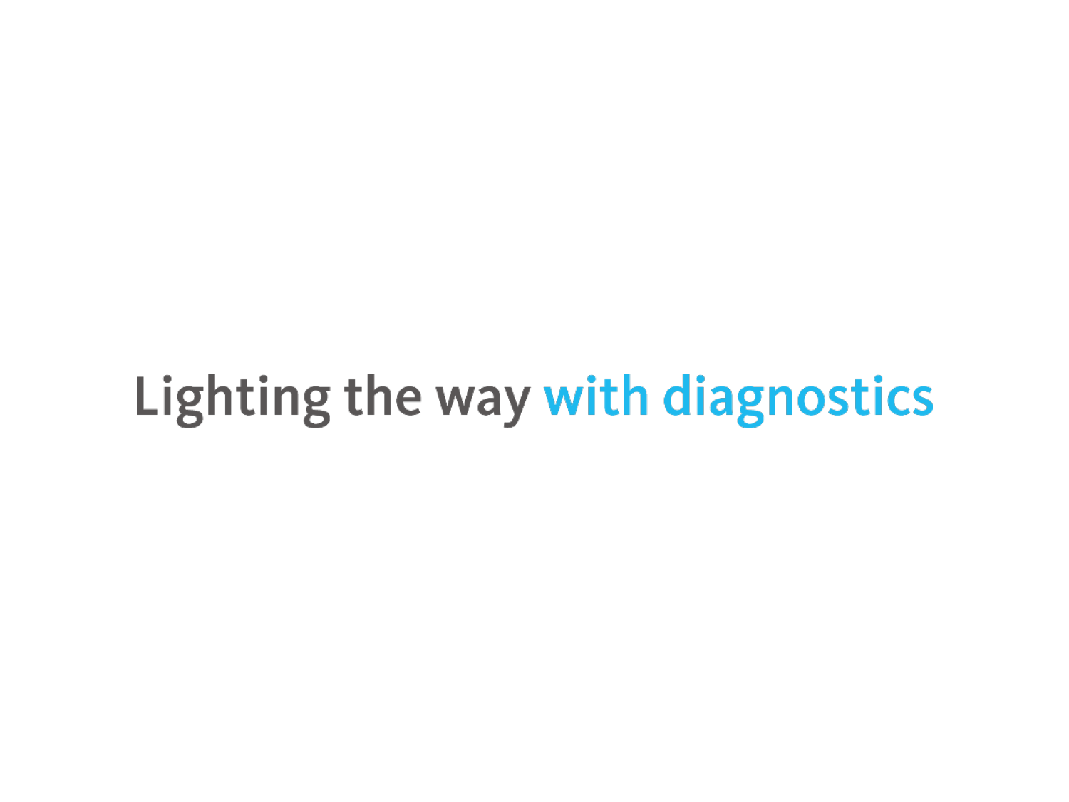Lighting the way **with diagnostics**